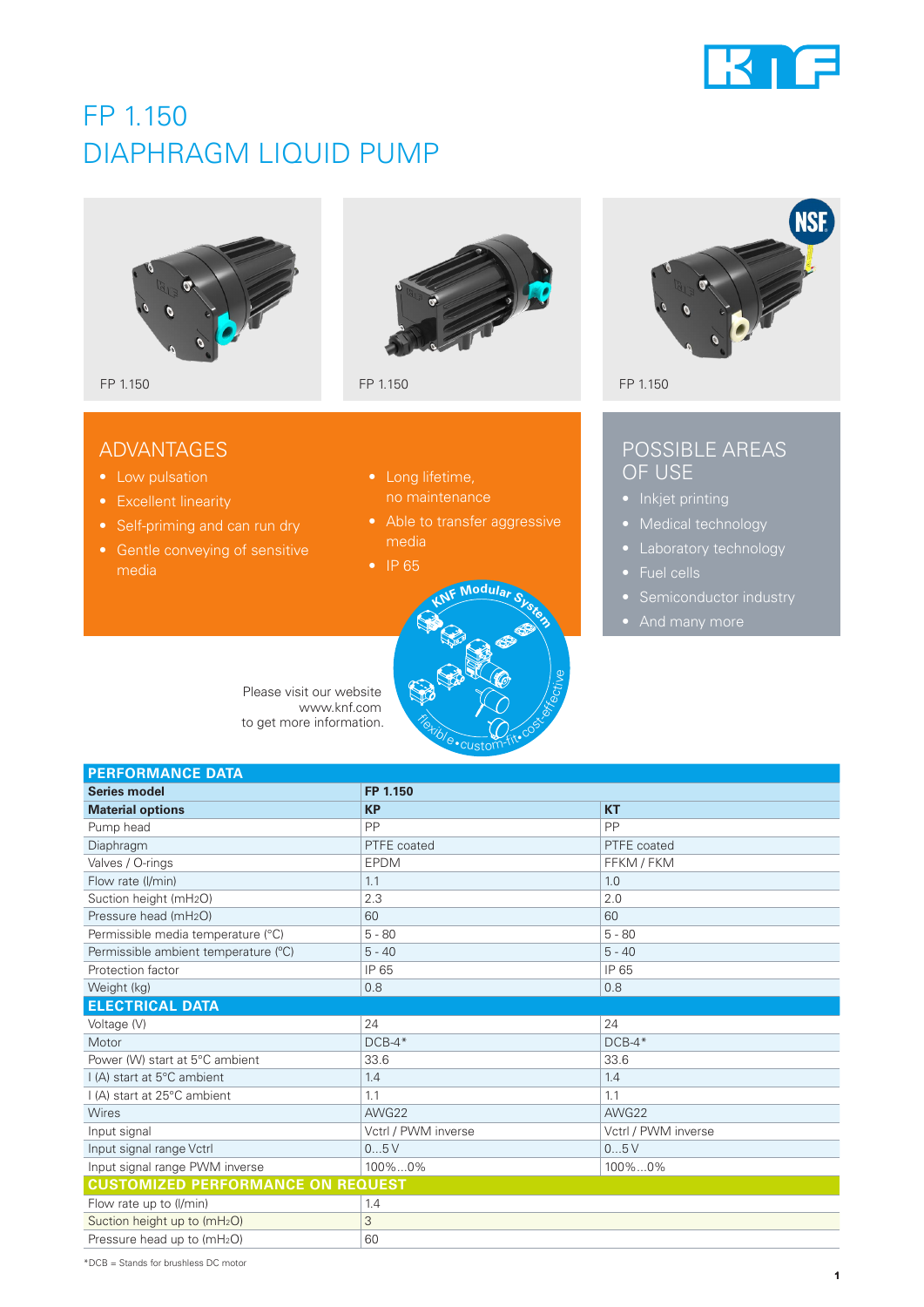# FP 1.150
# DIAPHRAGM LIQUID PUMP

FP 1.150

FP 1.150

FP 1.150

## ADVANTAGES

- Low pulsation
- Excellent linearity
- Self-priming and can run dry
- Gentle conveying of sensitive media
- Long lifetime, no maintenance
- Able to transfer aggressive media
- IP 65

## POSSIBLE AREAS OF USE

- Inkjet printing
- Medical technology
- Laboratory technology
- Fuel cells
- Semiconductor industry
- And many more

Please visit our website www.knf.com to get more information.

KNF Modular System – flexible • custom-fit • cost-effective

| PERFORMANCE DATA | | |
|---|---|---|
| **Series model** | **FP 1.150** | |
| **Material options** | **KP** | **KT** |
| Pump head | PP | PP |
| Diaphragm | PTFE coated | PTFE coated |
| Valves / O-rings | EPDM | FFKM / FKM |
| Flow rate (l/min) | 1.1 | 1.0 |
| Suction height (mH$_2$O) | 2.3 | 2.0 |
| Pressure head (mH$_2$O) | 60 | 60 |
| Permissible media temperature (°C) | 5 - 80 | 5 - 80 |
| Permissible ambient temperature (°C) | 5 - 40 | 5 - 40 |
| Protection factor | IP 65 | IP 65 |
| Weight (kg) | 0.8 | 0.8 |
| **ELECTRICAL DATA** | | |
| Voltage (V) | 24 | 24 |
| Motor | DCB-4* | DCB-4* |
| Power (W) start at 5°C ambient | 33.6 | 33.6 |
| I (A) start at 5°C ambient | 1.4 | 1.4 |
| I (A) start at 25°C ambient | 1.1 | 1.1 |
| Wires | AWG22 | AWG22 |
| Input signal | Vctrl / PWM inverse | Vctrl / PWM inverse |
| Input signal range Vctrl | 0...5 V | 0...5 V |
| Input signal range PWM inverse | 100%...0% | 100%...0% |
| **CUSTOMIZED PERFORMANCE ON REQUEST** | | |
| Flow rate up to (l/min) | 1.4 | |
| Suction height up to (mH$_2$O) | 3 | |
| Pressure head up to (mH$_2$O) | 60 | |

*DCB = Stands for brushless DC motor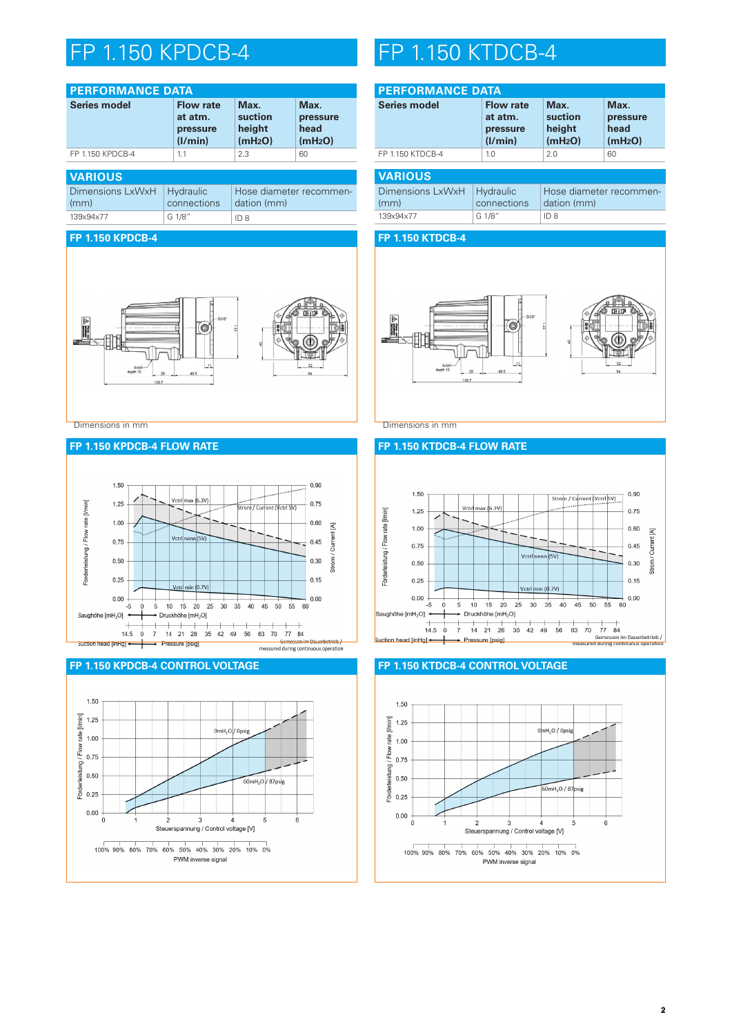# FP 1.150 KPDCB-4

## PERFORMANCE DATA

| Series model | Flow rate at atm. pressure (l/min) | Max. suction height (mH2O) | Max. pressure head (mH2O) |
|---|---|---|---|
| FP 1.150 KPDCB-4 | 1.1 | 2.3 | 60 |

## VARIOUS

| Dimensions LxWxH (mm) | Hydraulic connections | Hose diameter recommendation (mm) |
|---|---|---|
| 139x94x77 | G 1/8" | ID 8 |

## FP 1.150 KPDCB-4

Dimensions in mm

## FP 1.150 KPDCB-4 FLOW RATE

## FP 1.150 KPDCB-4 CONTROL VOLTAGE

# FP 1.150 KTDCB-4

## PERFORMANCE DATA

| Series model | Flow rate at atm. pressure (l/min) | Max. suction height (mH2O) | Max. pressure head (mH2O) |
|---|---|---|---|
| FP 1.150 KTDCB-4 | 1.0 | 2.0 | 60 |

## VARIOUS

| Dimensions LxWxH (mm) | Hydraulic connections | Hose diameter recommendation (mm) |
|---|---|---|
| 139x94x77 | G 1/8" | ID 8 |

## FP 1.150 KTDCB-4

Dimensions in mm

## FP 1.150 KTDCB-4 FLOW RATE

## FP 1.150 KTDCB-4 CONTROL VOLTAGE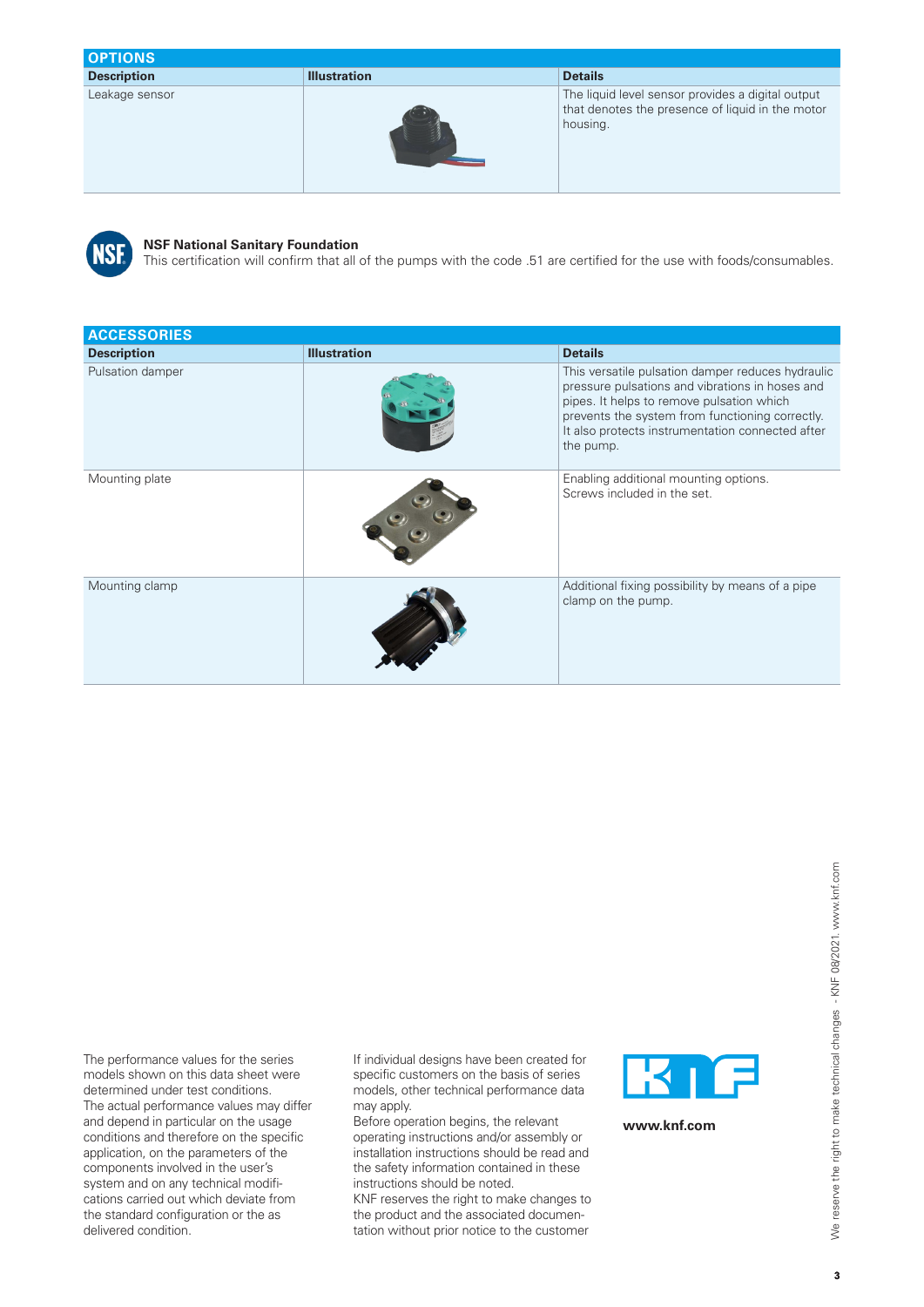## OPTIONS

| Description | Illustration | Details |
|---|---|---|
| Leakage sensor | | The liquid level sensor provides a digital output that denotes the presence of liquid in the motor housing. |

**NSF National Sanitary Foundation**
This certification will confirm that all of the pumps with the code .51 are certified for the use with foods/consumables.

## ACCESSORIES

| Description | Illustration | Details |
|---|---|---|
| Pulsation damper | | This versatile pulsation damper reduces hydraulic pressure pulsations and vibrations in hoses and pipes. It helps to remove pulsation which prevents the system from functioning correctly. It also protects instrumentation connected after the pump. |
| Mounting plate | | Enabling additional mounting options. Screws included in the set. |
| Mounting clamp | | Additional fixing possibility by means of a pipe clamp on the pump. |

The performance values for the series models shown on this data sheet were determined under test conditions. The actual performance values may differ and depend in particular on the usage conditions and therefore on the specific application, on the parameters of the components involved in the user's system and on any technical modifications carried out which deviate from the standard configuration or the as delivered condition.

If individual designs have been created for specific customers on the basis of series models, other technical performance data may apply.
Before operation begins, the relevant operating instructions and/or assembly or installation instructions should be read and the safety information contained in these instructions should be noted.
KNF reserves the right to make changes to the product and the associated documentation without prior notice to the customer

KNF

**www.knf.com**

We reserve the right to make technical changes - KNF 08/2021. www.knf.com